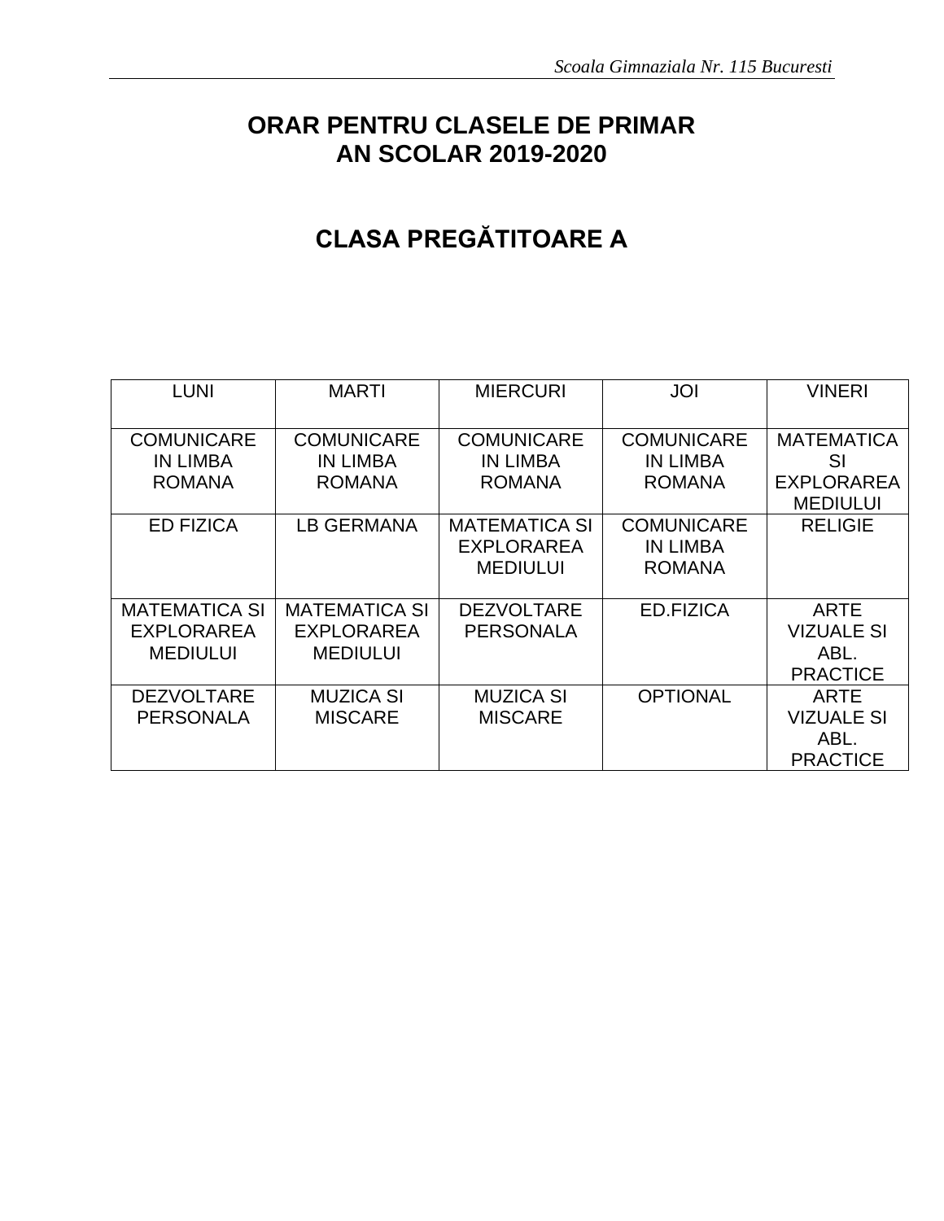# ORAR PENTRU CLASELE DE PRIMAR
# AN SCOLAR 2019-2020

## CLASA PREGĂTITOARE A

| LUNI | MARTI | MIERCURI | JOI | VINERI |
|---|---|---|---|---|
| COMUNICARE IN LIMBA ROMANA | COMUNICARE IN LIMBA ROMANA | COMUNICARE IN LIMBA ROMANA | COMUNICARE IN LIMBA ROMANA | MATEMATICA SI EXPLORAREA MEDIULUI |
| ED FIZICA | LB GERMANA | MATEMATICA SI EXPLORAREA MEDIULUI | COMUNICARE IN LIMBA ROMANA | RELIGIE |
| MATEMATICA SI EXPLORAREA MEDIULUI | MATEMATICA SI EXPLORAREA MEDIULUI | DEZVOLTARE PERSONALA | ED.FIZICA | ARTE VIZUALE SI ABL. PRACTICE |
| DEZVOLTARE PERSONALA | MUZICA SI MISCARE | MUZICA SI MISCARE | OPTIONAL | ARTE VIZUALE SI ABL. PRACTICE |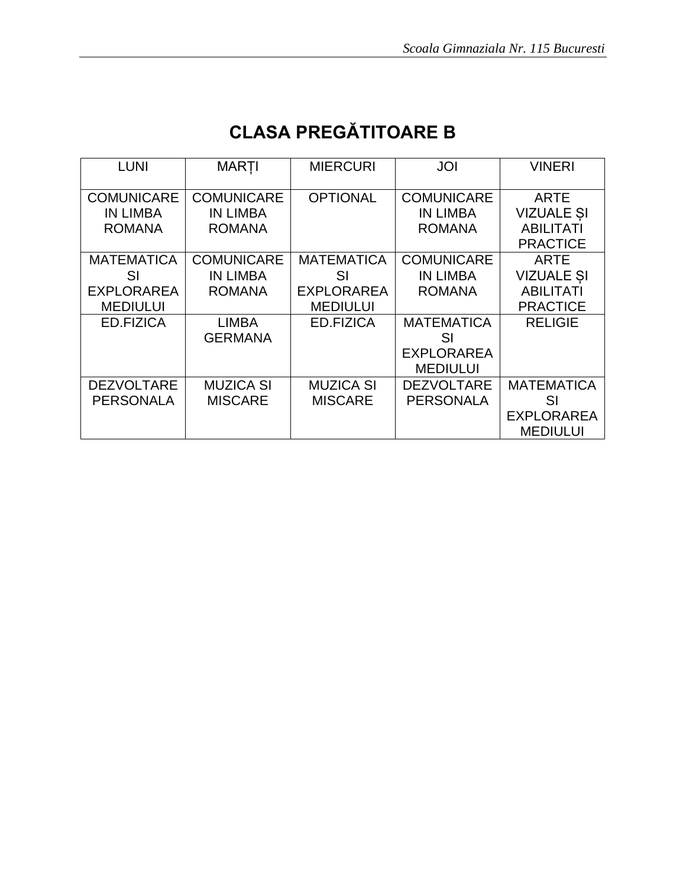# CLASA PREGĂTITOARE B

| LUNI | MARȚI | MIERCURI | JOI | VINERI |
|---|---|---|---|---|
| COMUNICARE IN LIMBA ROMANA | COMUNICARE IN LIMBA ROMANA | OPTIONAL | COMUNICARE IN LIMBA ROMANA | ARTE VIZUALE ȘI ABILITATI PRACTICE |
| MATEMATICA SI EXPLORAREA MEDIULUI | COMUNICARE IN LIMBA ROMANA | MATEMATICA SI EXPLORAREA MEDIULUI | COMUNICARE IN LIMBA ROMANA | ARTE VIZUALE ȘI ABILITATI PRACTICE |
| ED.FIZICA | LIMBA GERMANA | ED.FIZICA | MATEMATICA SI EXPLORAREA MEDIULUI | RELIGIE |
| DEZVOLTARE PERSONALA | MUZICA SI MISCARE | MUZICA SI MISCARE | DEZVOLTARE PERSONALA | MATEMATICA SI EXPLORAREA MEDIULUI |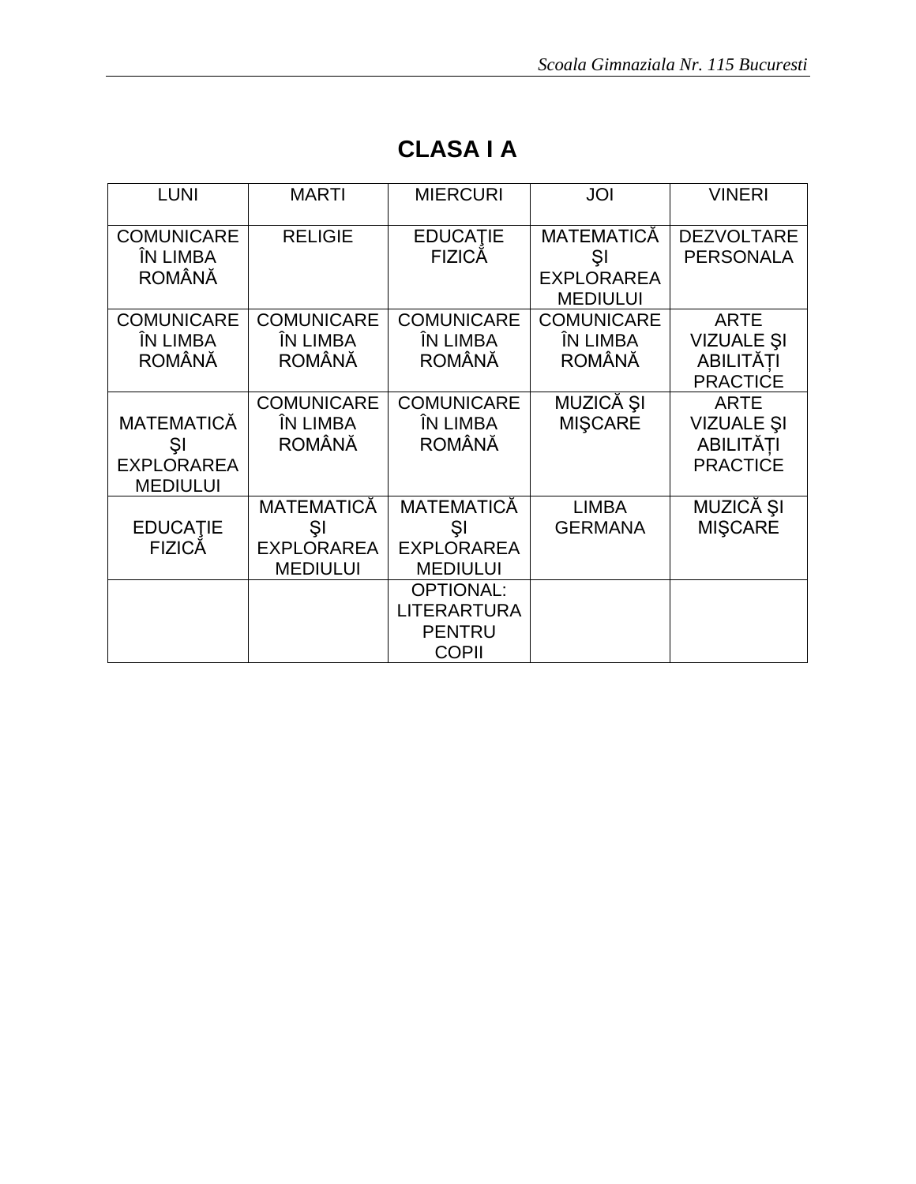# CLASA I A

| LUNI | MARTI | MIERCURI | JOI | VINERI |
|---|---|---|---|---|
| COMUNICARE ÎN LIMBA ROMÂNĂ | RELIGIE | EDUCAŢIE FIZICĂ | MATEMATICĂ ŞI EXPLORAREA MEDIULUI | DEZVOLTARE PERSONALA |
| COMUNICARE ÎN LIMBA ROMÂNĂ | COMUNICARE ÎN LIMBA ROMÂNĂ | COMUNICARE ÎN LIMBA ROMÂNĂ | COMUNICARE ÎN LIMBA ROMÂNĂ | ARTE VIZUALE ŞI ABILITĂȚI PRACTICE |
| MATEMATICĂ ŞI EXPLORAREA MEDIULUI | COMUNICARE ÎN LIMBA ROMÂNĂ | COMUNICARE ÎN LIMBA ROMÂNĂ | MUZICĂ ŞI MIŞCARE | ARTE VIZUALE ŞI ABILITĂȚI PRACTICE |
| EDUCAŢIE FIZICĂ | MATEMATICĂ ŞI EXPLORAREA MEDIULUI | MATEMATICĂ ŞI EXPLORAREA MEDIULUI | LIMBA GERMANA | MUZICĂ ŞI MIŞCARE |
| | | OPTIONAL: LITERARTURA PENTRU COPII | | |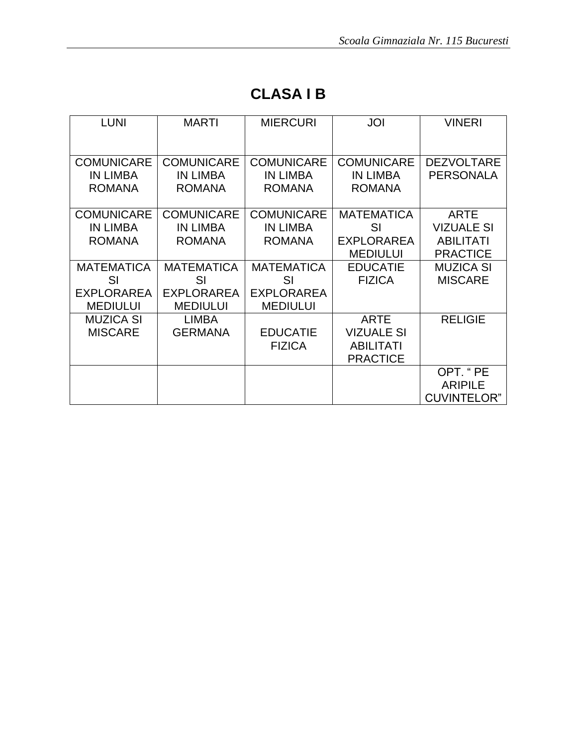# CLASA I B

| LUNI | MARTI | MIERCURI | JOI | VINERI |
|---|---|---|---|---|
| COMUNICARE IN LIMBA ROMANA | COMUNICARE IN LIMBA ROMANA | COMUNICARE IN LIMBA ROMANA | COMUNICARE IN LIMBA ROMANA | DEZVOLTARE PERSONALA |
| COMUNICARE IN LIMBA ROMANA | COMUNICARE IN LIMBA ROMANA | COMUNICARE IN LIMBA ROMANA | MATEMATICA SI EXPLORAREA MEDIULUI | ARTE VIZUALE SI ABILITATI PRACTICE |
| MATEMATICA SI EXPLORAREA MEDIULUI | MATEMATICA SI EXPLORAREA MEDIULUI | MATEMATICA SI EXPLORAREA MEDIULUI | EDUCATIE FIZICA | MUZICA SI MISCARE |
| MUZICA SI MISCARE | LIMBA GERMANA | EDUCATIE FIZICA | ARTE VIZUALE SI ABILITATI PRACTICE | RELIGIE |
| | | | | OPT. “ PE ARIPILE CUVINTELOR” |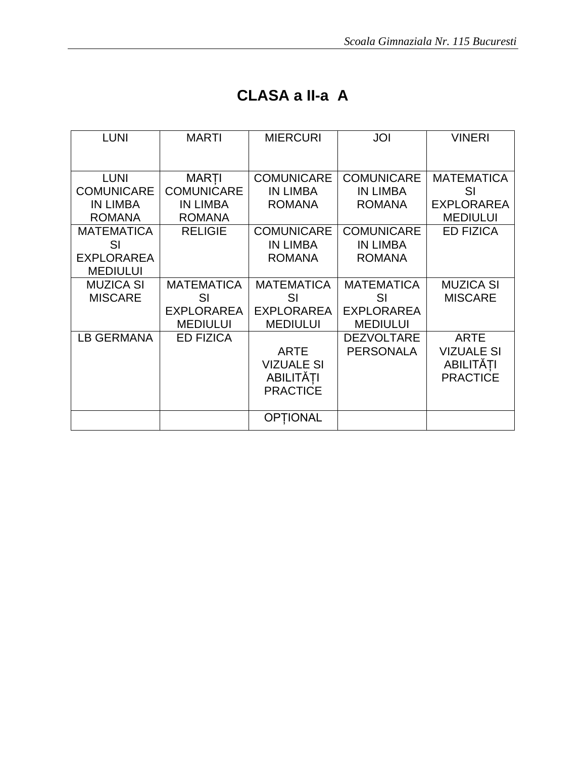# CLASA a II-a A

| LUNI | MARTI | MIERCURI | JOI | VINERI |
|---|---|---|---|---|
| LUNI COMUNICARE IN LIMBA ROMANA | MARȚI COMUNICARE IN LIMBA ROMANA | COMUNICARE IN LIMBA ROMANA | COMUNICARE IN LIMBA ROMANA | MATEMATICA SI EXPLORAREA MEDIULUI |
| MATEMATICA SI EXPLORAREA MEDIULUI | RELIGIE | COMUNICARE IN LIMBA ROMANA | COMUNICARE IN LIMBA ROMANA | ED FIZICA |
| MUZICA SI MISCARE | MATEMATICA SI EXPLORAREA MEDIULUI | MATEMATICA SI EXPLORAREA MEDIULUI | MATEMATICA SI EXPLORAREA MEDIULUI | MUZICA SI MISCARE |
| LB GERMANA | ED FIZICA | ARTE VIZUALE SI ABILITĂȚI PRACTICE | DEZVOLTARE PERSONALA | ARTE VIZUALE SI ABILITĂȚI PRACTICE |
| | | OPȚIONAL | | |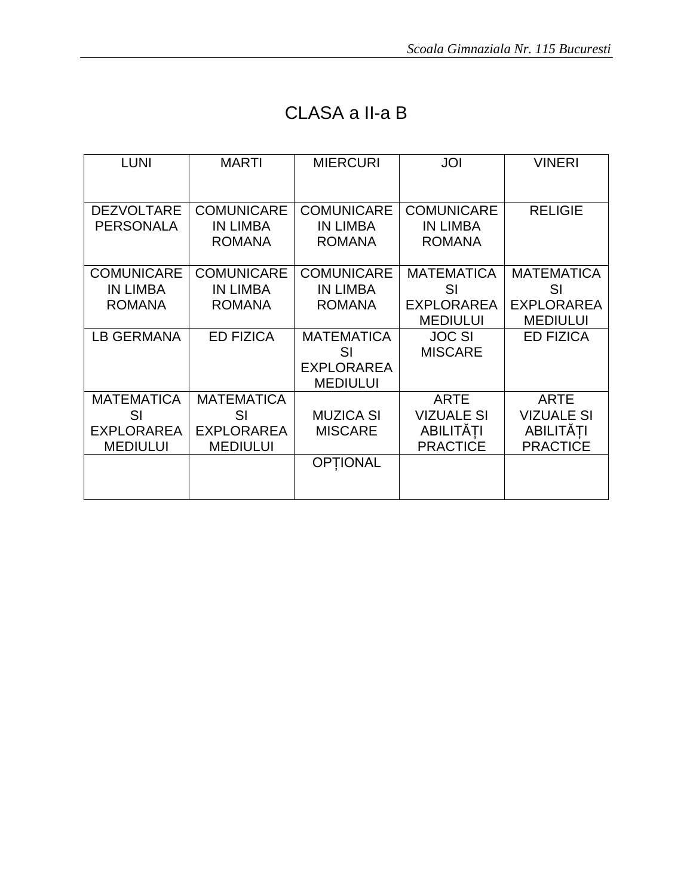# CLASA a II-a B

| LUNI | MARTI | MIERCURI | JOI | VINERI |
|---|---|---|---|---|
| DEZVOLTARE PERSONALA | COMUNICARE IN LIMBA ROMANA | COMUNICARE IN LIMBA ROMANA | COMUNICARE IN LIMBA ROMANA | RELIGIE |
| COMUNICARE IN LIMBA ROMANA | COMUNICARE IN LIMBA ROMANA | COMUNICARE IN LIMBA ROMANA | MATEMATICA SI EXPLORAREA MEDIULUI | MATEMATICA SI EXPLORAREA MEDIULUI |
| LB GERMANA | ED FIZICA | MATEMATICA SI EXPLORAREA MEDIULUI | JOC SI MISCARE | ED FIZICA |
| MATEMATICA SI EXPLORAREA MEDIULUI | MATEMATICA SI EXPLORAREA MEDIULUI | MUZICA SI MISCARE | ARTE VIZUALE SI ABILITĂȚI PRACTICE | ARTE VIZUALE SI ABILITĂȚI PRACTICE |
| | | OPȚIONAL | | |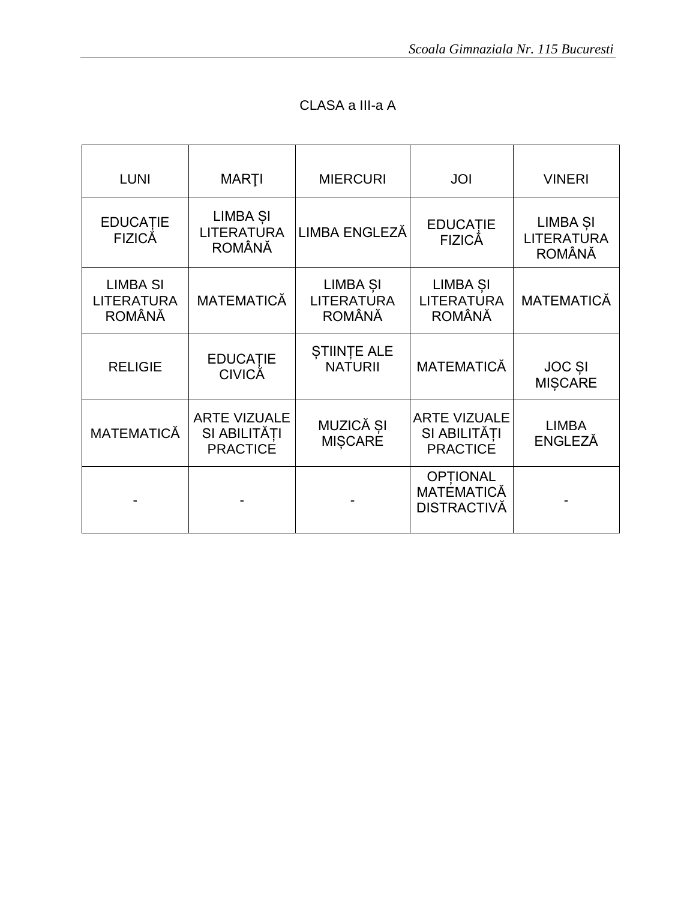CLASA a III-a A

| LUNI | MARŢI | MIERCURI | JOI | VINERI |
|---|---|---|---|---|
| EDUCAȚIE FIZICĂ | LIMBA ȘI LITERATURA ROMÂNĂ | LIMBA ENGLEZĂ | EDUCAȚIE FIZICĂ | LIMBA ȘI LITERATURA ROMÂNĂ |
| LIMBA SI LITERATURA ROMÂNĂ | MATEMATICĂ | LIMBA ȘI LITERATURA ROMÂNĂ | LIMBA ȘI LITERATURA ROMÂNĂ | MATEMATICĂ |
| RELIGIE | EDUCAȚIE CIVICĂ | ȘTIINȚE ALE NATURII | MATEMATICĂ | JOC ȘI MIȘCARE |
| MATEMATICĂ | ARTE VIZUALE SI ABILITĂȚI PRACTICE | MUZICĂ ȘI MIȘCARE | ARTE VIZUALE SI ABILITĂȚI PRACTICE | LIMBA ENGLEZĂ |
| - | - | - | OPȚIONAL MATEMATICĂ DISTRACTIVĂ | - |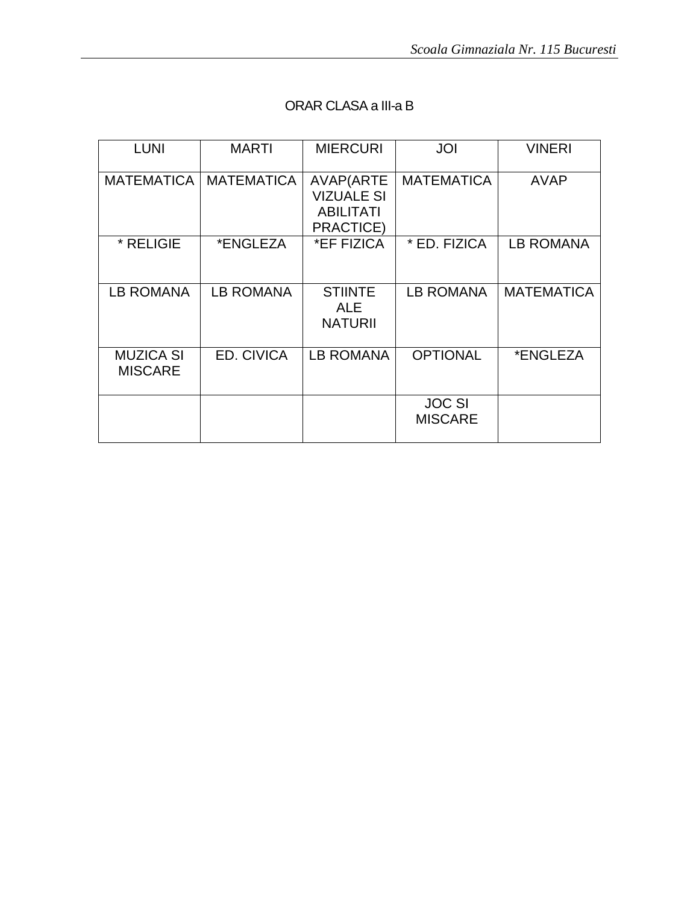ORAR CLASA a III-a B

| LUNI | MARTI | MIERCURI | JOI | VINERI |
|---|---|---|---|---|
| MATEMATICA | MATEMATICA | AVAP(ARTE VIZUALE SI ABILITATI PRACTICE) | MATEMATICA | AVAP |
| * RELIGIE | *ENGLEZA | *EF FIZICA | * ED. FIZICA | LB ROMANA |
| LB ROMANA | LB ROMANA | STIINTE ALE NATURII | LB ROMANA | MATEMATICA |
| MUZICA SI MISCARE | ED. CIVICA | LB ROMANA | OPTIONAL | *ENGLEZA |
| | | | JOC SI MISCARE | |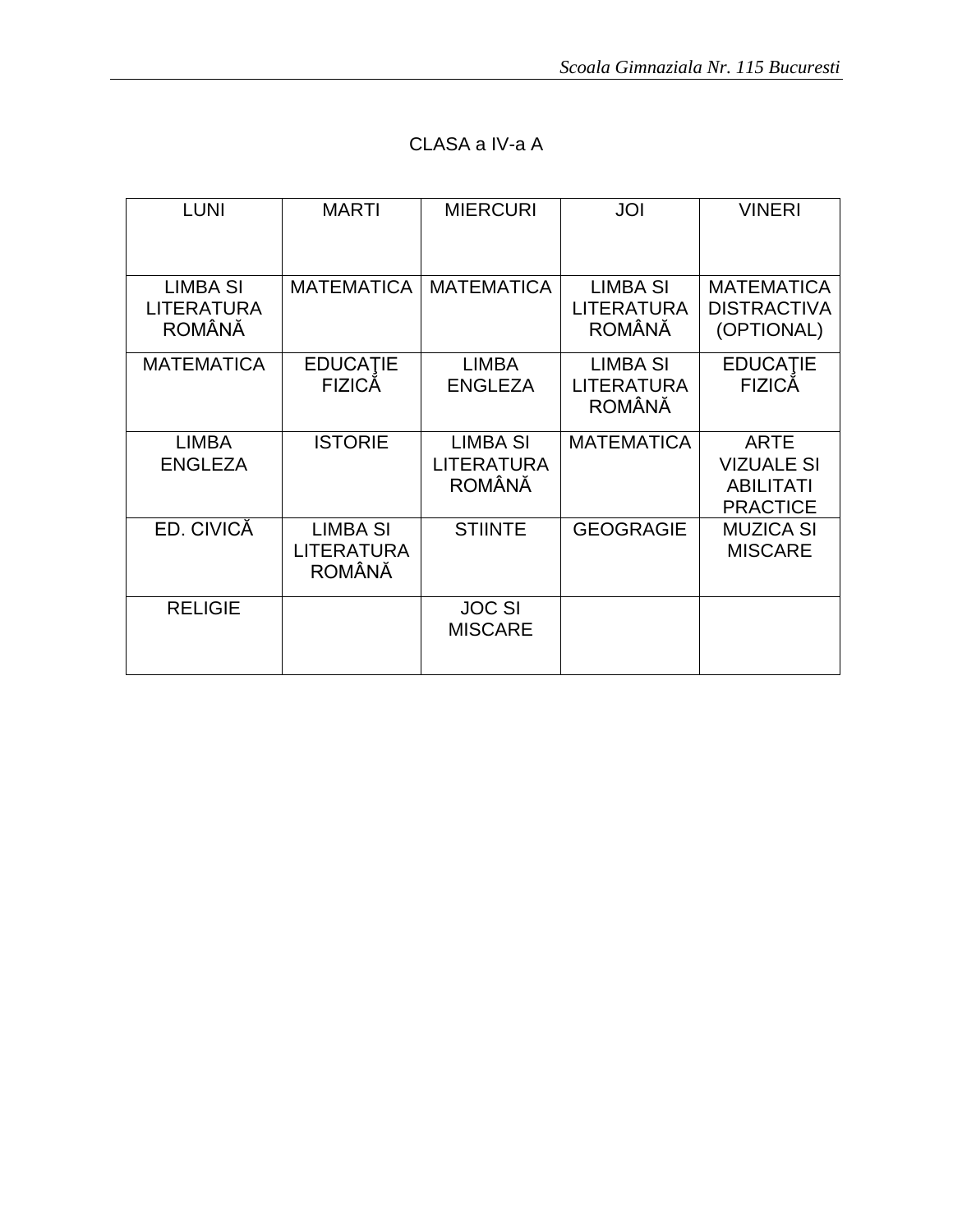CLASA a IV-a A

| LUNI | MARTI | MIERCURI | JOI | VINERI |
|---|---|---|---|---|
| LIMBA SI LITERATURA ROMÂNĂ | MATEMATICA | MATEMATICA | LIMBA SI LITERATURA ROMÂNĂ | MATEMATICA DISTRACTIVA (OPTIONAL) |
| MATEMATICA | EDUCAŢIE FIZICĂ | LIMBA ENGLEZA | LIMBA SI LITERATURA ROMÂNĂ | EDUCAŢIE FIZICĂ |
| LIMBA ENGLEZA | ISTORIE | LIMBA SI LITERATURA ROMÂNĂ | MATEMATICA | ARTE VIZUALE SI ABILITATI PRACTICE |
| ED. CIVICĂ | LIMBA SI LITERATURA ROMÂNĂ | STIINTE | GEOGRAGIE | MUZICA SI MISCARE |
| RELIGIE | | JOC SI MISCARE | | |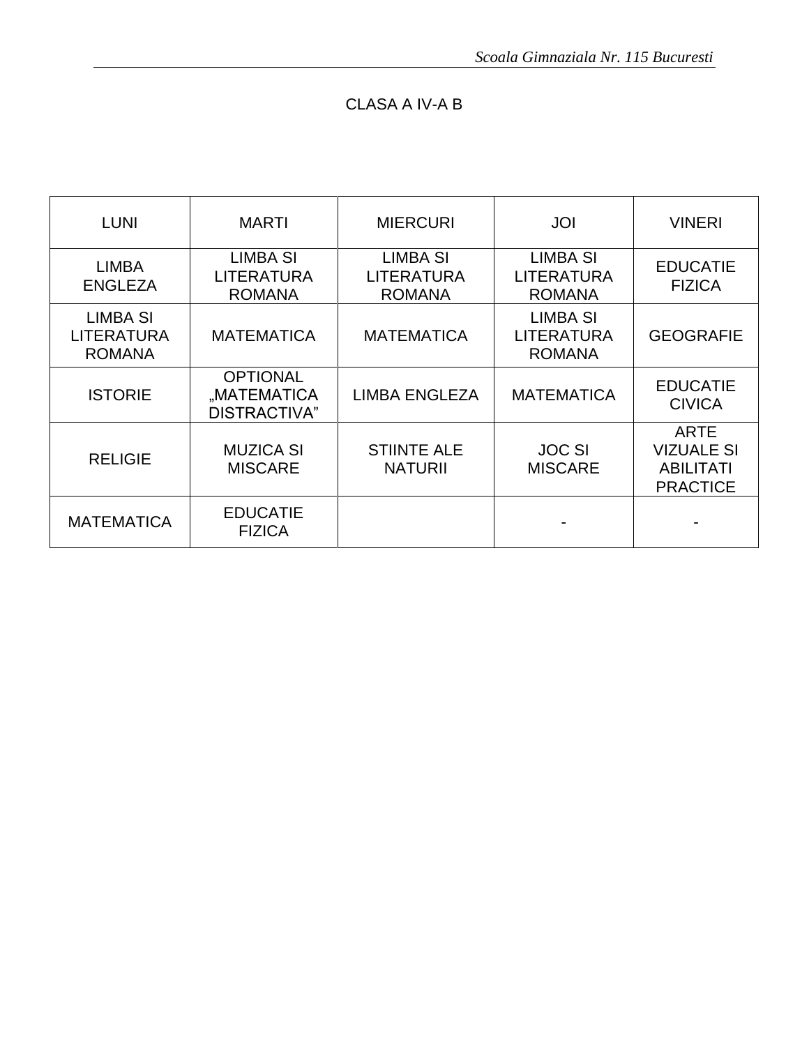CLASA A IV-A B

| LUNI | MARTI | MIERCURI | JOI | VINERI |
|---|---|---|---|---|
| LIMBA ENGLEZA | LIMBA SI LITERATURA ROMANA | LIMBA SI LITERATURA ROMANA | LIMBA SI LITERATURA ROMANA | EDUCATIE FIZICA |
| LIMBA SI LITERATURA ROMANA | MATEMATICA | MATEMATICA | LIMBA SI LITERATURA ROMANA | GEOGRAFIE |
| ISTORIE | OPTIONAL „MATEMATICA DISTRACTIVA” | LIMBA ENGLEZA | MATEMATICA | EDUCATIE CIVICA |
| RELIGIE | MUZICA SI MISCARE | STIINTE ALE NATURII | JOC SI MISCARE | ARTE VIZUALE SI ABILITATI PRACTICE |
| MATEMATICA | EDUCATIE FIZICA | | - | - |